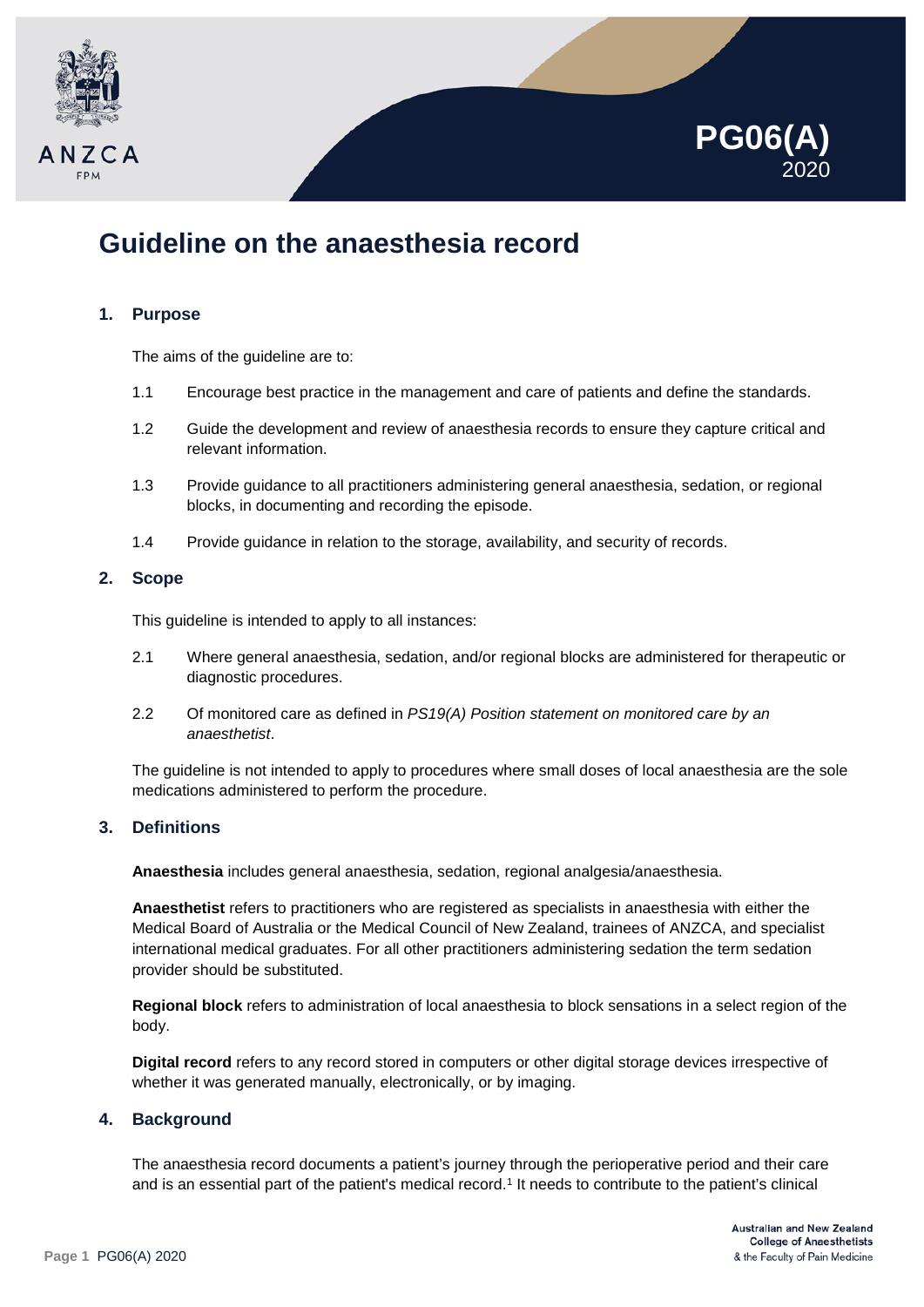# PG06(A) 2020

# Guideline on the anaesthesia record

## 1. Purpose

The aims of the guideline are to:

1.1 Encourage best practice in the management and care of patients and define the standards.

1.2 Guide the development and review of anaesthesia records to ensure they capture critical and relevant information.

1.3 Provide guidance to all practitioners administering general anaesthesia, sedation, or regional blocks, in documenting and recording the episode.

1.4 Provide guidance in relation to the storage, availability, and security of records.

## 2. Scope

This guideline is intended to apply to all instances:

2.1 Where general anaesthesia, sedation, and/or regional blocks are administered for therapeutic or diagnostic procedures.

2.2 Of monitored care as defined in *PS19(A) Position statement on monitored care by an anaesthetist*.

The guideline is not intended to apply to procedures where small doses of local anaesthesia are the sole medications administered to perform the procedure.

## 3. Definitions

**Anaesthesia** includes general anaesthesia, sedation, regional analgesia/anaesthesia.

**Anaesthetist** refers to practitioners who are registered as specialists in anaesthesia with either the Medical Board of Australia or the Medical Council of New Zealand, trainees of ANZCA, and specialist international medical graduates. For all other practitioners administering sedation the term sedation provider should be substituted.

**Regional block** refers to administration of local anaesthesia to block sensations in a select region of the body.

**Digital record** refers to any record stored in computers or other digital storage devices irrespective of whether it was generated manually, electronically, or by imaging.

## 4. Background

The anaesthesia record documents a patient's journey through the perioperative period and their care and is an essential part of the patient's medical record.[1] It needs to contribute to the patient's clinical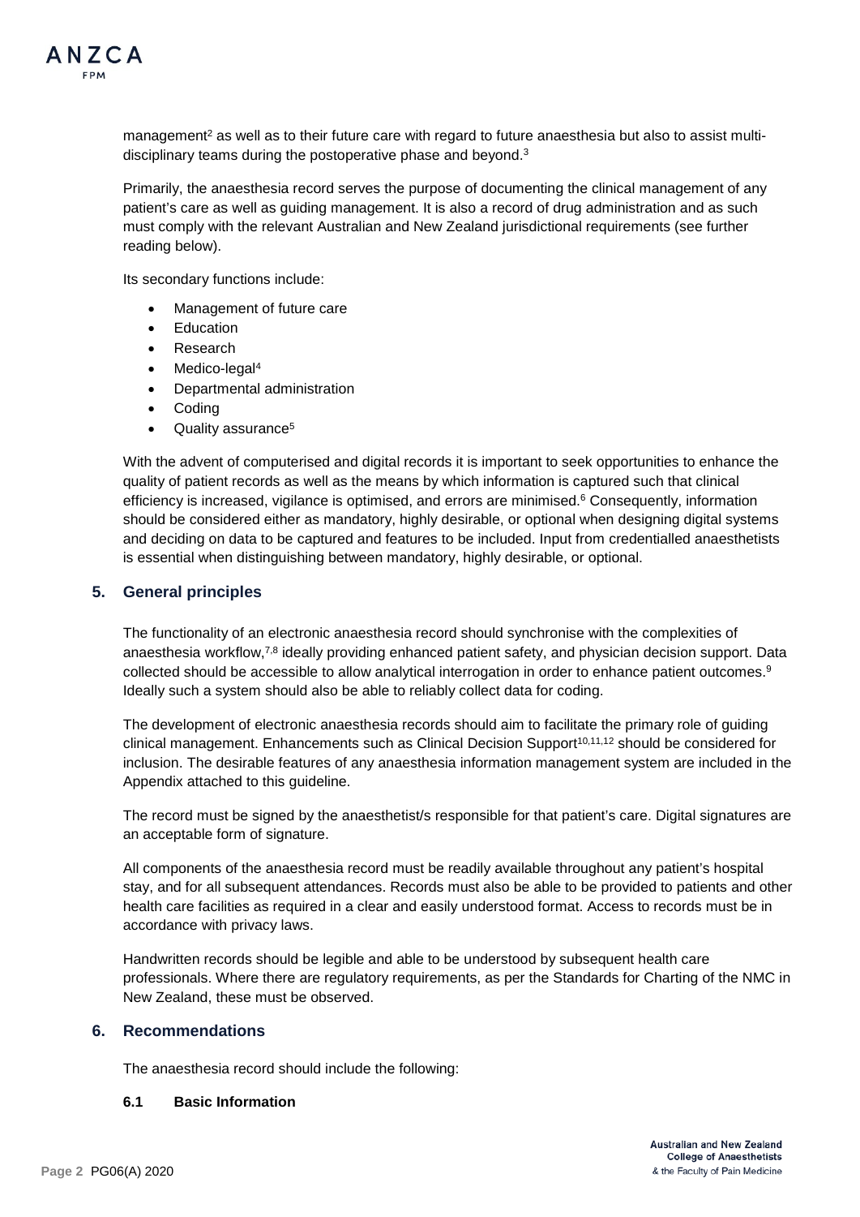management[2] as well as to their future care with regard to future anaesthesia but also to assist multi-disciplinary teams during the postoperative phase and beyond.[3]

Primarily, the anaesthesia record serves the purpose of documenting the clinical management of any patient's care as well as guiding management. It is also a record of drug administration and as such must comply with the relevant Australian and New Zealand jurisdictional requirements (see further reading below).

Its secondary functions include:

- Management of future care
- Education
- Research
- Medico-legal[4]
- Departmental administration
- Coding
- Quality assurance[5]

With the advent of computerised and digital records it is important to seek opportunities to enhance the quality of patient records as well as the means by which information is captured such that clinical efficiency is increased, vigilance is optimised, and errors are minimised.[6] Consequently, information should be considered either as mandatory, highly desirable, or optional when designing digital systems and deciding on data to be captured and features to be included. Input from credentialled anaesthetists is essential when distinguishing between mandatory, highly desirable, or optional.

## 5. General principles

The functionality of an electronic anaesthesia record should synchronise with the complexities of anaesthesia workflow,[7,8] ideally providing enhanced patient safety, and physician decision support. Data collected should be accessible to allow analytical interrogation in order to enhance patient outcomes.[9] Ideally such a system should also be able to reliably collect data for coding.

The development of electronic anaesthesia records should aim to facilitate the primary role of guiding clinical management. Enhancements such as Clinical Decision Support[10,11,12] should be considered for inclusion. The desirable features of any anaesthesia information management system are included in the Appendix attached to this guideline.

The record must be signed by the anaesthetist/s responsible for that patient's care. Digital signatures are an acceptable form of signature.

All components of the anaesthesia record must be readily available throughout any patient's hospital stay, and for all subsequent attendances. Records must also be able to be provided to patients and other health care facilities as required in a clear and easily understood format. Access to records must be in accordance with privacy laws.

Handwritten records should be legible and able to be understood by subsequent health care professionals. Where there are regulatory requirements, as per the Standards for Charting of the NMC in New Zealand, these must be observed.

## 6. Recommendations

The anaesthesia record should include the following:

### 6.1 Basic Information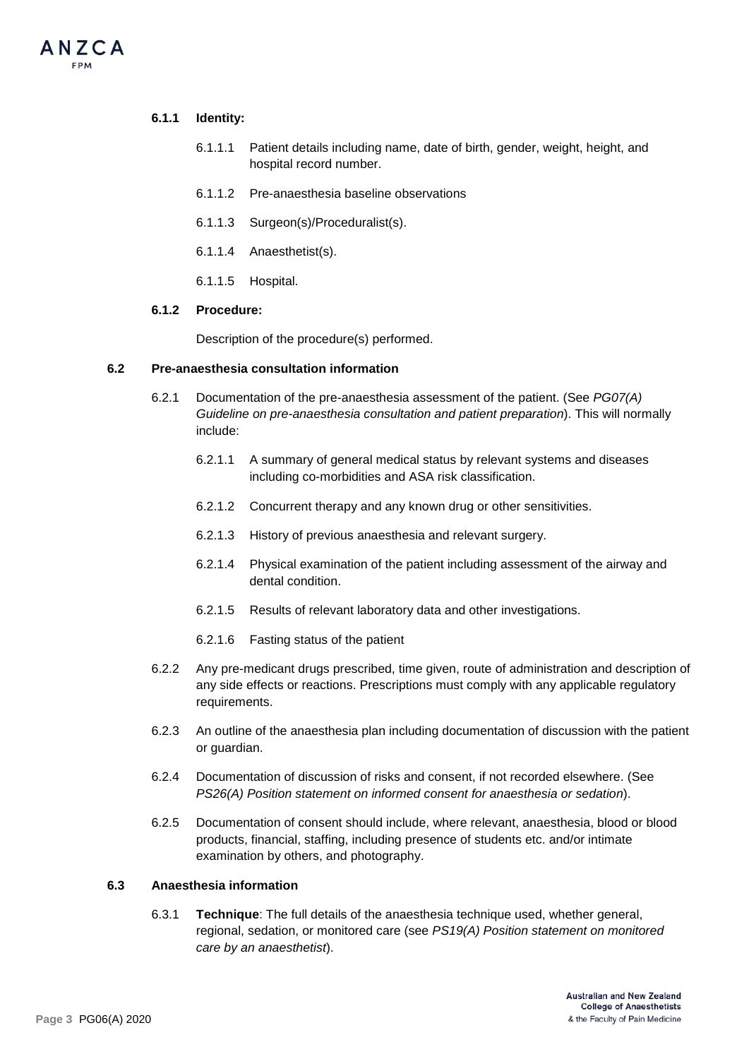#### 6.1.1 Identity:

6.1.1.1 Patient details including name, date of birth, gender, weight, height, and hospital record number.

6.1.1.2 Pre-anaesthesia baseline observations

6.1.1.3 Surgeon(s)/Proceduralist(s).

6.1.1.4 Anaesthetist(s).

6.1.1.5 Hospital.

#### 6.1.2 Procedure:

Description of the procedure(s) performed.

### 6.2 Pre-anaesthesia consultation information

6.2.1 Documentation of the pre-anaesthesia assessment of the patient. (See *PG07(A) Guideline on pre-anaesthesia consultation and patient preparation*). This will normally include:

6.2.1.1 A summary of general medical status by relevant systems and diseases including co-morbidities and ASA risk classification.

6.2.1.2 Concurrent therapy and any known drug or other sensitivities.

6.2.1.3 History of previous anaesthesia and relevant surgery.

6.2.1.4 Physical examination of the patient including assessment of the airway and dental condition.

6.2.1.5 Results of relevant laboratory data and other investigations.

6.2.1.6 Fasting status of the patient

6.2.2 Any pre-medicant drugs prescribed, time given, route of administration and description of any side effects or reactions. Prescriptions must comply with any applicable regulatory requirements.

6.2.3 An outline of the anaesthesia plan including documentation of discussion with the patient or guardian.

6.2.4 Documentation of discussion of risks and consent, if not recorded elsewhere. (See *PS26(A) Position statement on informed consent for anaesthesia or sedation*).

6.2.5 Documentation of consent should include, where relevant, anaesthesia, blood or blood products, financial, staffing, including presence of students etc. and/or intimate examination by others, and photography.

### 6.3 Anaesthesia information

6.3.1 **Technique**: The full details of the anaesthesia technique used, whether general, regional, sedation, or monitored care (see *PS19(A) Position statement on monitored care by an anaesthetist*).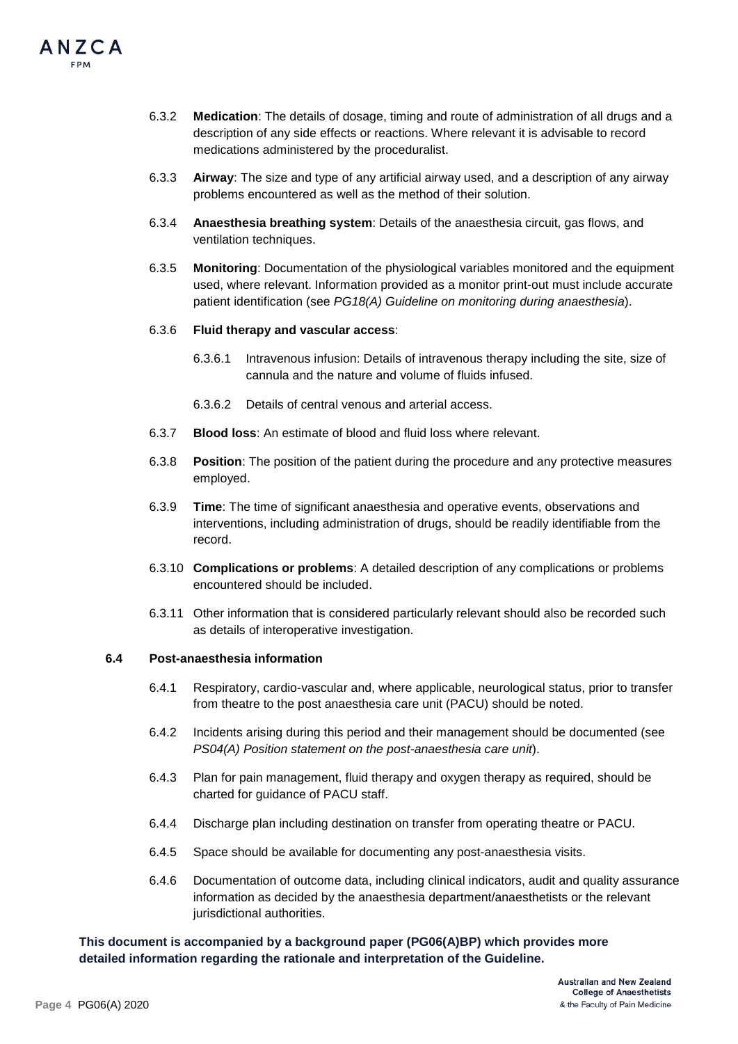6.3.2 **Medication**: The details of dosage, timing and route of administration of all drugs and a description of any side effects or reactions. Where relevant it is advisable to record medications administered by the proceduralist.

6.3.3 **Airway**: The size and type of any artificial airway used, and a description of any airway problems encountered as well as the method of their solution.

6.3.4 **Anaesthesia breathing system**: Details of the anaesthesia circuit, gas flows, and ventilation techniques.

6.3.5 **Monitoring**: Documentation of the physiological variables monitored and the equipment used, where relevant. Information provided as a monitor print-out must include accurate patient identification (see *PG18(A) Guideline on monitoring during anaesthesia*).

6.3.6 **Fluid therapy and vascular access**:

6.3.6.1 Intravenous infusion: Details of intravenous therapy including the site, size of cannula and the nature and volume of fluids infused.

6.3.6.2 Details of central venous and arterial access.

6.3.7 **Blood loss**: An estimate of blood and fluid loss where relevant.

6.3.8 **Position**: The position of the patient during the procedure and any protective measures employed.

6.3.9 **Time**: The time of significant anaesthesia and operative events, observations and interventions, including administration of drugs, should be readily identifiable from the record.

6.3.10 **Complications or problems**: A detailed description of any complications or problems encountered should be included.

6.3.11 Other information that is considered particularly relevant should also be recorded such as details of interoperative investigation.

### 6.4 Post-anaesthesia information

6.4.1 Respiratory, cardio-vascular and, where applicable, neurological status, prior to transfer from theatre to the post anaesthesia care unit (PACU) should be noted.

6.4.2 Incidents arising during this period and their management should be documented (see *PS04(A) Position statement on the post-anaesthesia care unit*).

6.4.3 Plan for pain management, fluid therapy and oxygen therapy as required, should be charted for guidance of PACU staff.

6.4.4 Discharge plan including destination on transfer from operating theatre or PACU.

6.4.5 Space should be available for documenting any post-anaesthesia visits.

6.4.6 Documentation of outcome data, including clinical indicators, audit and quality assurance information as decided by the anaesthesia department/anaesthetists or the relevant jurisdictional authorities.

**This document is accompanied by a background paper (PG06(A)BP) which provides more detailed information regarding the rationale and interpretation of the Guideline.**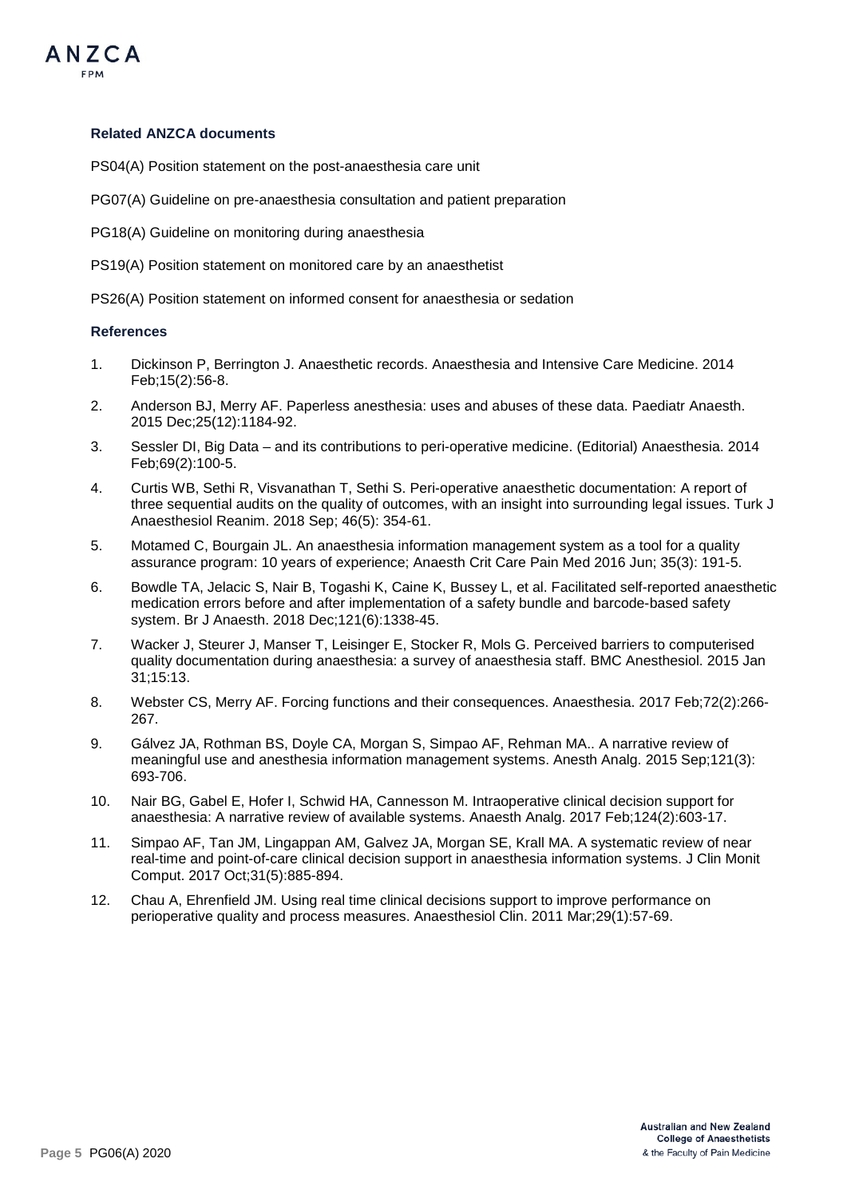### Related ANZCA documents

PS04(A) Position statement on the post-anaesthesia care unit

PG07(A) Guideline on pre-anaesthesia consultation and patient preparation

PG18(A) Guideline on monitoring during anaesthesia

PS19(A) Position statement on monitored care by an anaesthetist

PS26(A) Position statement on informed consent for anaesthesia or sedation

### References

1. Dickinson P, Berrington J. Anaesthetic records. Anaesthesia and Intensive Care Medicine. 2014 Feb;15(2):56-8.
2. Anderson BJ, Merry AF. Paperless anesthesia: uses and abuses of these data. Paediatr Anaesth. 2015 Dec;25(12):1184-92.
3. Sessler DI, Big Data – and its contributions to peri-operative medicine. (Editorial) Anaesthesia. 2014 Feb;69(2):100-5.
4. Curtis WB, Sethi R, Visvanathan T, Sethi S. Peri-operative anaesthetic documentation: A report of three sequential audits on the quality of outcomes, with an insight into surrounding legal issues. Turk J Anaesthesiol Reanim. 2018 Sep; 46(5): 354-61.
5. Motamed C, Bourgain JL. An anaesthesia information management system as a tool for a quality assurance program: 10 years of experience; Anaesth Crit Care Pain Med 2016 Jun; 35(3): 191-5.
6. Bowdle TA, Jelacic S, Nair B, Togashi K, Caine K, Bussey L, et al. Facilitated self-reported anaesthetic medication errors before and after implementation of a safety bundle and barcode-based safety system. Br J Anaesth. 2018 Dec;121(6):1338-45.
7. Wacker J, Steurer J, Manser T, Leisinger E, Stocker R, Mols G. Perceived barriers to computerised quality documentation during anaesthesia: a survey of anaesthesia staff. BMC Anesthesiol. 2015 Jan 31;15:13.
8. Webster CS, Merry AF. Forcing functions and their consequences. Anaesthesia. 2017 Feb;72(2):266-267.
9. Gálvez JA, Rothman BS, Doyle CA, Morgan S, Simpao AF, Rehman MA.. A narrative review of meaningful use and anesthesia information management systems. Anesth Analg. 2015 Sep;121(3): 693-706.
10. Nair BG, Gabel E, Hofer I, Schwid HA, Cannesson M. Intraoperative clinical decision support for anaesthesia: A narrative review of available systems. Anaesth Analg. 2017 Feb;124(2):603-17.
11. Simpao AF, Tan JM, Lingappan AM, Galvez JA, Morgan SE, Krall MA. A systematic review of near real-time and point-of-care clinical decision support in anaesthesia information systems. J Clin Monit Comput. 2017 Oct;31(5):885-894.
12. Chau A, Ehrenfield JM. Using real time clinical decisions support to improve performance on perioperative quality and process measures. Anaesthesiol Clin. 2011 Mar;29(1):57-69.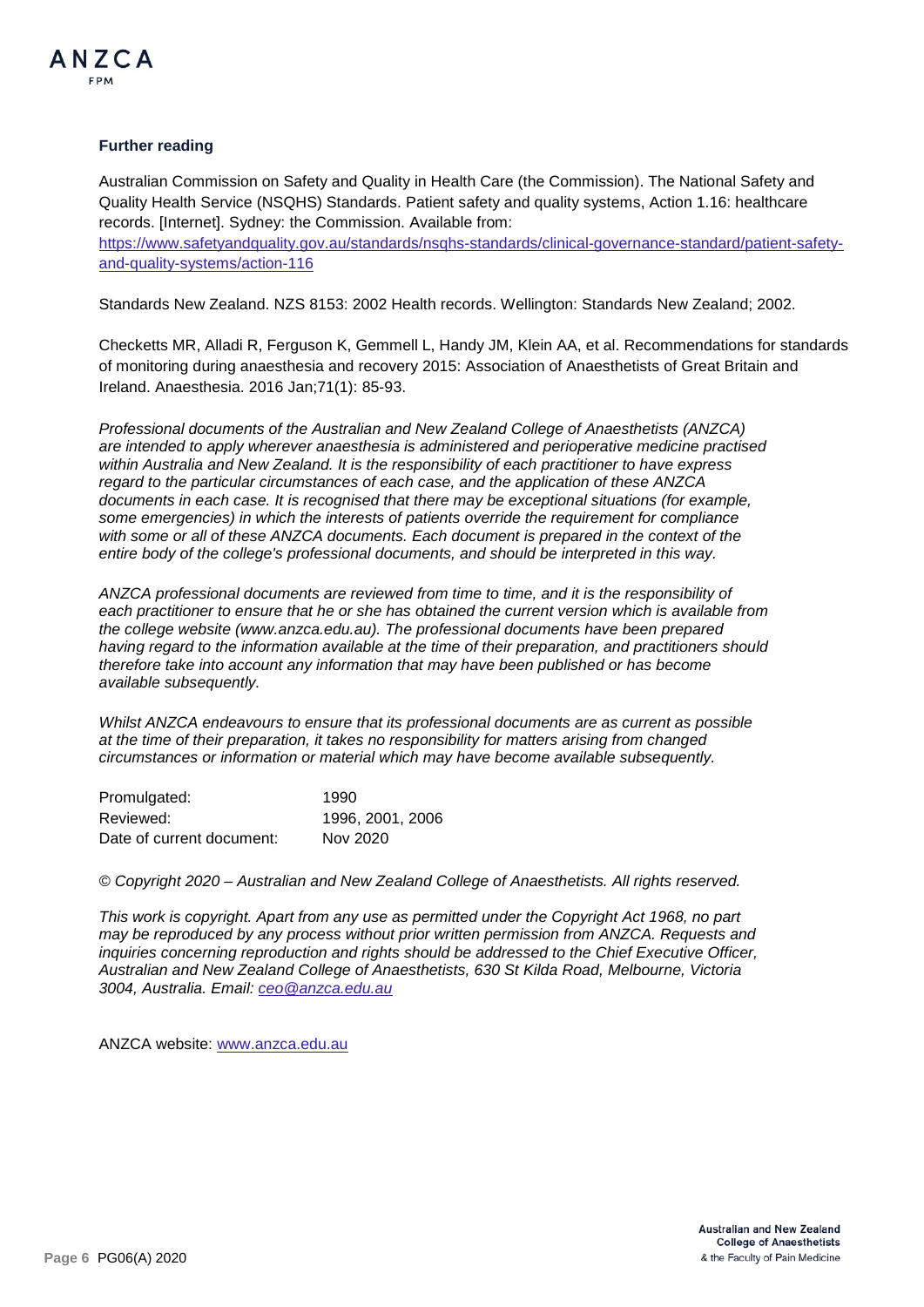### Further reading

Australian Commission on Safety and Quality in Health Care (the Commission). The National Safety and Quality Health Service (NSQHS) Standards. Patient safety and quality systems, Action 1.16: healthcare records. [Internet]. Sydney: the Commission. Available from: [https://www.safetyandquality.gov.au/standards/nsqhs-standards/clinical-governance-standard/patient-safety-and-quality-systems/action-116](https://www.safetyandquality.gov.au/standards/nsqhs-standards/clinical-governance-standard/patient-safety-and-quality-systems/action-116)

Standards New Zealand. NZS 8153: 2002 Health records. Wellington: Standards New Zealand; 2002.

Checketts MR, Alladi R, Ferguson K, Gemmell L, Handy JM, Klein AA, et al. Recommendations for standards of monitoring during anaesthesia and recovery 2015: Association of Anaesthetists of Great Britain and Ireland. Anaesthesia. 2016 Jan;71(1): 85-93.

*Professional documents of the Australian and New Zealand College of Anaesthetists (ANZCA) are intended to apply wherever anaesthesia is administered and perioperative medicine practised within Australia and New Zealand. It is the responsibility of each practitioner to have express regard to the particular circumstances of each case, and the application of these ANZCA documents in each case. It is recognised that there may be exceptional situations (for example, some emergencies) in which the interests of patients override the requirement for compliance with some or all of these ANZCA documents. Each document is prepared in the context of the entire body of the college's professional documents, and should be interpreted in this way.*

*ANZCA professional documents are reviewed from time to time, and it is the responsibility of each practitioner to ensure that he or she has obtained the current version which is available from the college website (www.anzca.edu.au). The professional documents have been prepared having regard to the information available at the time of their preparation, and practitioners should therefore take into account any information that may have been published or has become available subsequently.*

*Whilst ANZCA endeavours to ensure that its professional documents are as current as possible at the time of their preparation, it takes no responsibility for matters arising from changed circumstances or information or material which may have become available subsequently.*

| | |
|---|---|
| Promulgated: | 1990 |
| Reviewed: | 1996, 2001, 2006 |
| Date of current document: | Nov 2020 |

*© Copyright 2020 – Australian and New Zealand College of Anaesthetists. All rights reserved.*

*This work is copyright. Apart from any use as permitted under the Copyright Act 1968, no part may be reproduced by any process without prior written permission from ANZCA. Requests and inquiries concerning reproduction and rights should be addressed to the Chief Executive Officer, Australian and New Zealand College of Anaesthetists, 630 St Kilda Road, Melbourne, Victoria 3004, Australia. Email: [ceo@anzca.edu.au](mailto:ceo@anzca.edu.au)*

ANZCA website: [www.anzca.edu.au](http://www.anzca.edu.au)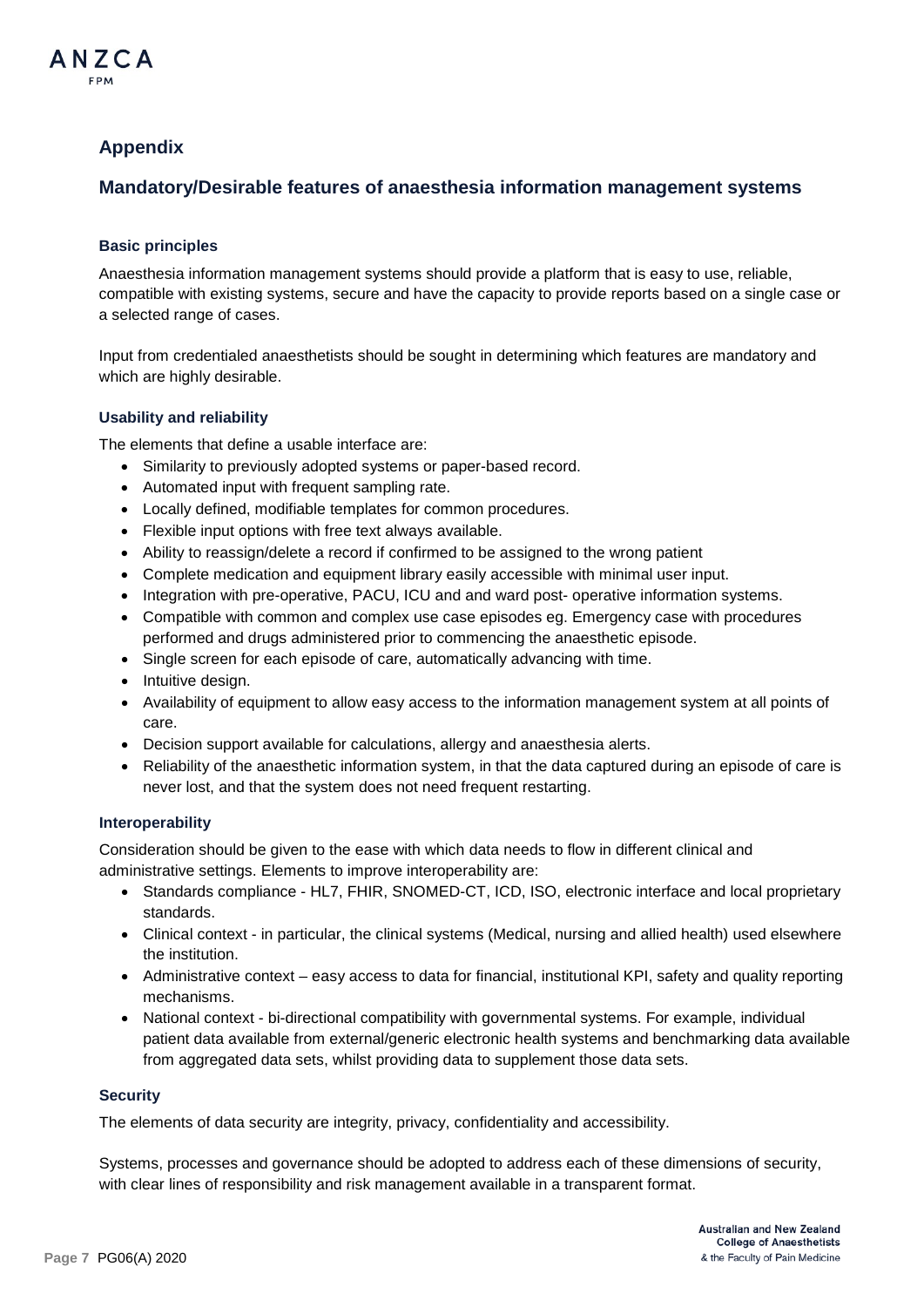## Appendix

## Mandatory/Desirable features of anaesthesia information management systems

### Basic principles

Anaesthesia information management systems should provide a platform that is easy to use, reliable, compatible with existing systems, secure and have the capacity to provide reports based on a single case or a selected range of cases.

Input from credentialed anaesthetists should be sought in determining which features are mandatory and which are highly desirable.

### Usability and reliability

The elements that define a usable interface are:

- Similarity to previously adopted systems or paper-based record.
- Automated input with frequent sampling rate.
- Locally defined, modifiable templates for common procedures.
- Flexible input options with free text always available.
- Ability to reassign/delete a record if confirmed to be assigned to the wrong patient
- Complete medication and equipment library easily accessible with minimal user input.
- Integration with pre-operative, PACU, ICU and and ward post- operative information systems.
- Compatible with common and complex use case episodes eg. Emergency case with procedures performed and drugs administered prior to commencing the anaesthetic episode.
- Single screen for each episode of care, automatically advancing with time.
- Intuitive design.
- Availability of equipment to allow easy access to the information management system at all points of care.
- Decision support available for calculations, allergy and anaesthesia alerts.
- Reliability of the anaesthetic information system, in that the data captured during an episode of care is never lost, and that the system does not need frequent restarting.

### Interoperability

Consideration should be given to the ease with which data needs to flow in different clinical and administrative settings. Elements to improve interoperability are:

- Standards compliance - HL7, FHIR, SNOMED-CT, ICD, ISO, electronic interface and local proprietary standards.
- Clinical context - in particular, the clinical systems (Medical, nursing and allied health) used elsewhere the institution.
- Administrative context – easy access to data for financial, institutional KPI, safety and quality reporting mechanisms.
- National context - bi-directional compatibility with governmental systems. For example, individual patient data available from external/generic electronic health systems and benchmarking data available from aggregated data sets, whilst providing data to supplement those data sets.

### Security

The elements of data security are integrity, privacy, confidentiality and accessibility.

Systems, processes and governance should be adopted to address each of these dimensions of security, with clear lines of responsibility and risk management available in a transparent format.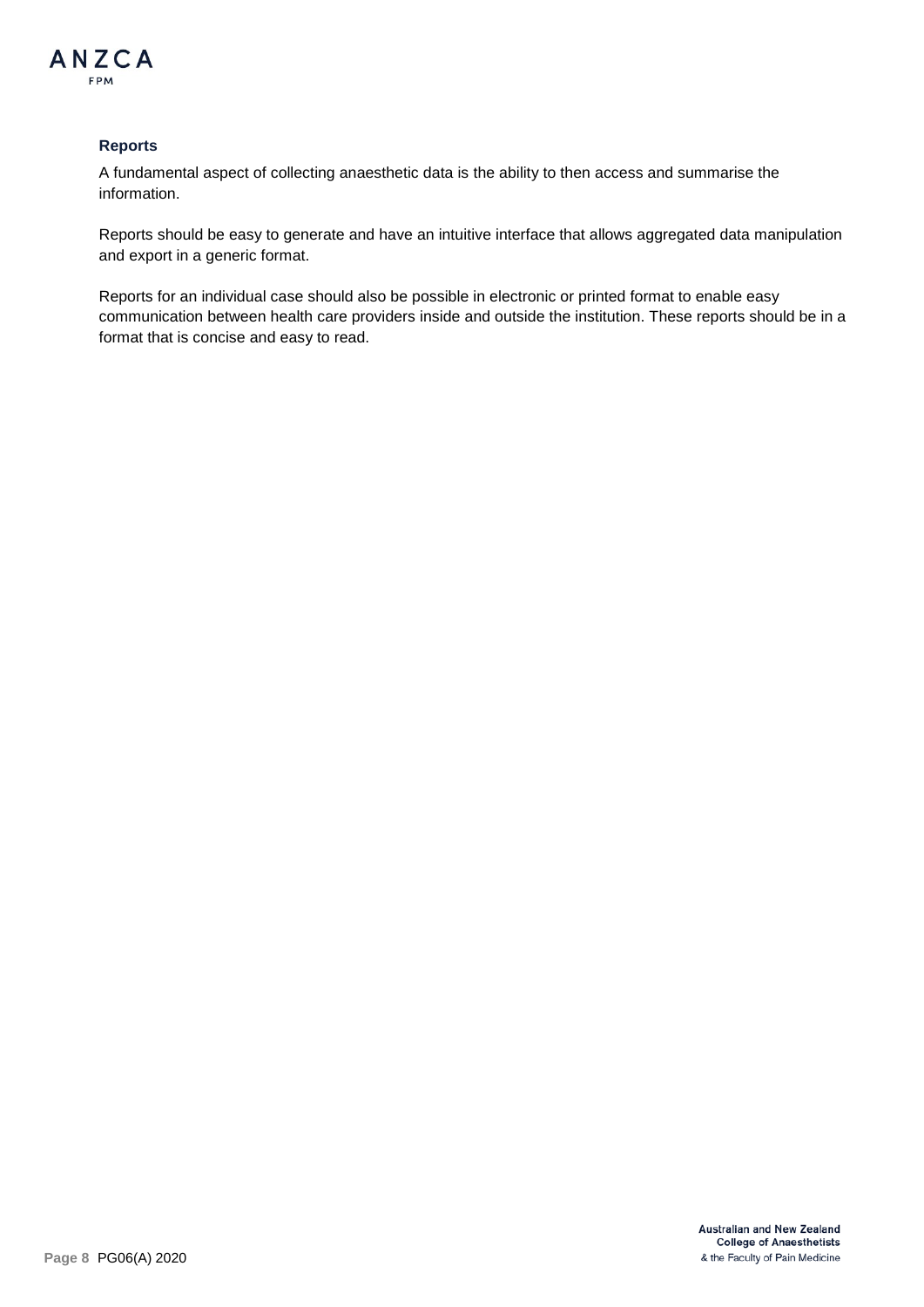### Reports

A fundamental aspect of collecting anaesthetic data is the ability to then access and summarise the information.

Reports should be easy to generate and have an intuitive interface that allows aggregated data manipulation and export in a generic format.

Reports for an individual case should also be possible in electronic or printed format to enable easy communication between health care providers inside and outside the institution. These reports should be in a format that is concise and easy to read.